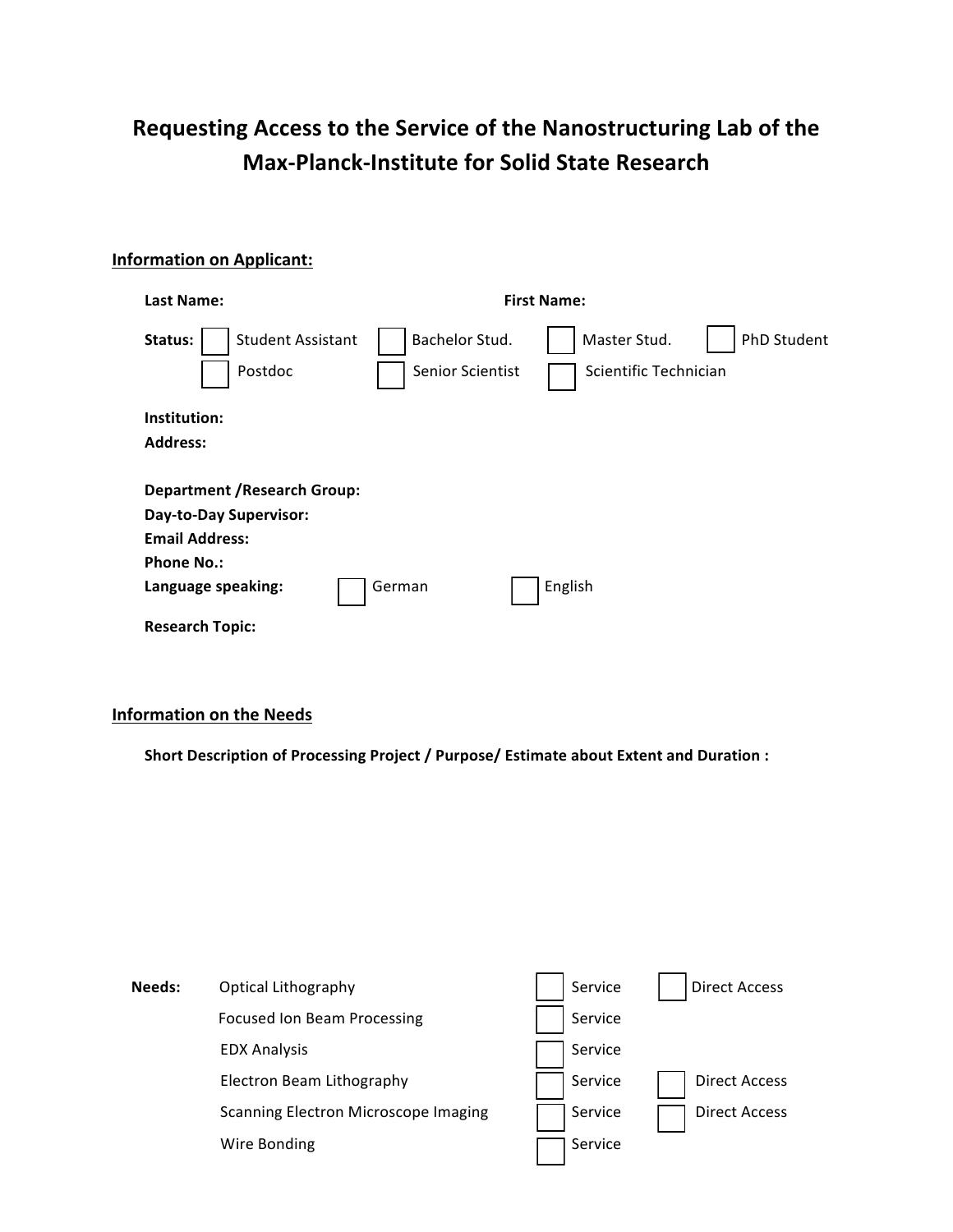# Requesting Access to the Service of the Nanostructuring Lab of the Max-Planck-Institute for Solid State Research

## Information on Applicant:

**Last Name:** **First Name:**

**Status:** ☐ Student Assistant ☐ Bachelor Stud. ☐ Master Stud. ☐ PhD Student
☐ Postdoc ☐ Senior Scientist ☐ Scientific Technician

**Institution:**
**Address:**

**Department /Research Group:**
**Day-to-Day Supervisor:**
**Email Address:**
**Phone No.:**
**Language speaking:** ☐ German ☐ English

**Research Topic:**

## Information on the Needs

**Short Description of Processing Project / Purpose/ Estimate about Extent and Duration :**

| **Needs:** | | | |
|---|---|---|---|
| | Optical Lithography | ☐ Service | ☐ Direct Access |
| | Focused Ion Beam Processing | ☐ Service | |
| | EDX Analysis | ☐ Service | |
| | Electron Beam Lithography | ☐ Service | ☐ Direct Access |
| | Scanning Electron Microscope Imaging | ☐ Service | ☐ Direct Access |
| | Wire Bonding | ☐ Service | |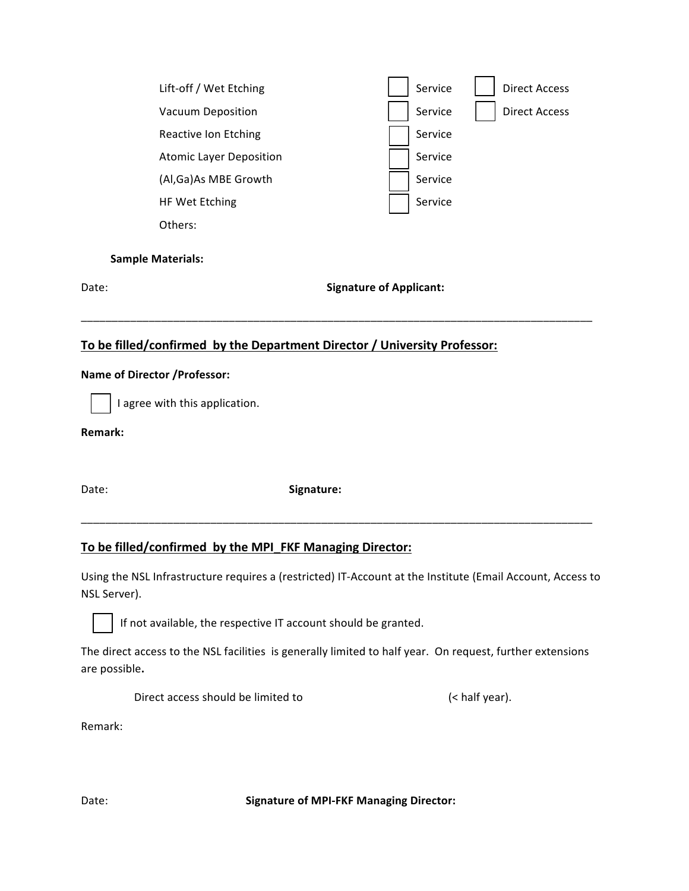| | | |
|---|---|---|
| Lift-off / Wet Etching | ☐ Service | ☐ Direct Access |
| Vacuum Deposition | ☐ Service | ☐ Direct Access |
| Reactive Ion Etching | ☐ Service | |
| Atomic Layer Deposition | ☐ Service | |
| (Al,Ga)As MBE Growth | ☐ Service | |
| HF Wet Etching | ☐ Service | |
| Others: | | |

**Sample Materials:**

Date: **Signature of Applicant:**

---

**To be filled/confirmed by the Department Director / University Professor:**

**Name of Director /Professor:**

☐ I agree with this application.

**Remark:**

Date: **Signature:**

---

**To be filled/confirmed by the MPI_FKF Managing Director:**

Using the NSL Infrastructure requires a (restricted) IT-Account at the Institute (Email Account, Access to NSL Server).

☐ If not available, the respective IT account should be granted.

The direct access to the NSL facilities is generally limited to half year. On request, further extensions are possible**.**

Direct access should be limited to (< half year).

Remark:

Date: **Signature of MPI-FKF Managing Director:**